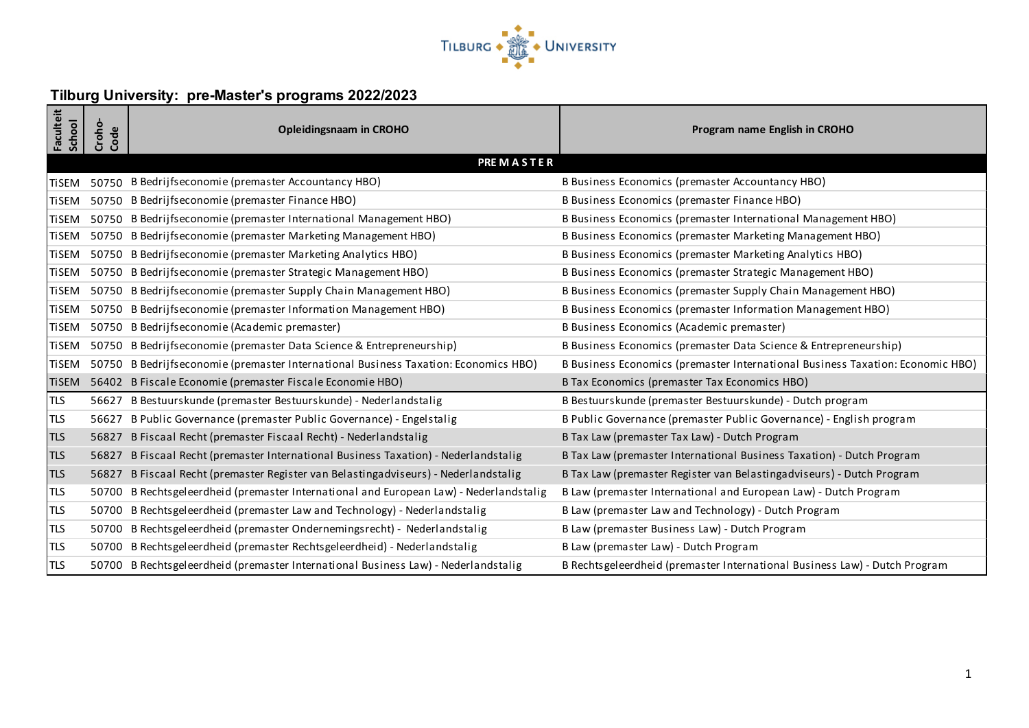# Tilburg University: pre-Master's programs 2022/2023

| Faculteit School | Croho-Code | Opleidingsnaam in CROHO | Program name English in CROHO |
|---|---|---|---|
| | | **PREMASTER** | |
| TiSEM | 50750 | B Bedrijfseconomie (premaster Accountancy HBO) | B Business Economics (premaster Accountancy HBO) |
| TiSEM | 50750 | B Bedrijfseconomie (premaster Finance HBO) | B Business Economics (premaster Finance HBO) |
| TiSEM | 50750 | B Bedrijfseconomie (premaster International Management HBO) | B Business Economics (premaster International Management HBO) |
| TiSEM | 50750 | B Bedrijfseconomie (premaster Marketing Management HBO) | B Business Economics (premaster Marketing Management HBO) |
| TiSEM | 50750 | B Bedrijfseconomie (premaster Marketing Analytics HBO) | B Business Economics (premaster Marketing Analytics HBO) |
| TiSEM | 50750 | B Bedrijfseconomie (premaster Strategic Management HBO) | B Business Economics (premaster Strategic Management HBO) |
| TiSEM | 50750 | B Bedrijfseconomie (premaster Supply Chain Management HBO) | B Business Economics (premaster Supply Chain Management HBO) |
| TiSEM | 50750 | B Bedrijfseconomie (premaster Information Management HBO) | B Business Economics (premaster Information Management HBO) |
| TiSEM | 50750 | B Bedrijfseconomie (Academic premaster) | B Business Economics (Academic premaster) |
| TiSEM | 50750 | B Bedrijfseconomie (premaster Data Science & Entrepreneurship) | B Business Economics (premaster Data Science & Entrepreneurship) |
| TiSEM | 50750 | B Bedrijfseconomie (premaster International Business Taxation: Economics HBO) | B Business Economics (premaster International Business Taxation: Economic HBO) |
| TiSEM | 56402 | B Fiscale Economie (premaster Fiscale Economie HBO) | B Tax Economics (premaster Tax Economics HBO) |
| TLS | 56627 | B Bestuurskunde (premaster Bestuurskunde) - Nederlandstalig | B Bestuurskunde (premaster Bestuurskunde) - Dutch program |
| TLS | 56627 | B Public Governance (premaster Public Governance) - Engelstalig | B Public Governance (premaster Public Governance) - English program |
| TLS | 56827 | B Fiscaal Recht (premaster Fiscaal Recht) - Nederlandstalig | B Tax Law (premaster Tax Law) - Dutch Program |
| TLS | 56827 | B Fiscaal Recht (premaster International Business Taxation) - Nederlandstalig | B Tax Law (premaster International Business Taxation) - Dutch Program |
| TLS | 56827 | B Fiscaal Recht (premaster Register van Belastingadviseurs) - Nederlandstalig | B Tax Law (premaster Register van Belastingadviseurs) - Dutch Program |
| TLS | 50700 | B Rechtsgeleerdheid (premaster International and European Law) - Nederlandstalig | B Law (premaster International and European Law) - Dutch Program |
| TLS | 50700 | B Rechtsgeleerdheid (premaster Law and Technology) - Nederlandstalig | B Law (premaster Law and Technology) - Dutch Program |
| TLS | 50700 | B Rechtsgeleerdheid (premaster Ondernemingsrecht) - Nederlandstalig | B Law (premaster Business Law) - Dutch Program |
| TLS | 50700 | B Rechtsgeleerdheid (premaster Rechtsgeleerdheid) - Nederlandstalig | B Law (premaster Law) - Dutch Program |
| TLS | 50700 | B Rechtsgeleerdheid (premaster International Business Law) - Nederlandstalig | B Rechtsgeleerdheid (premaster International Business Law) - Dutch Program |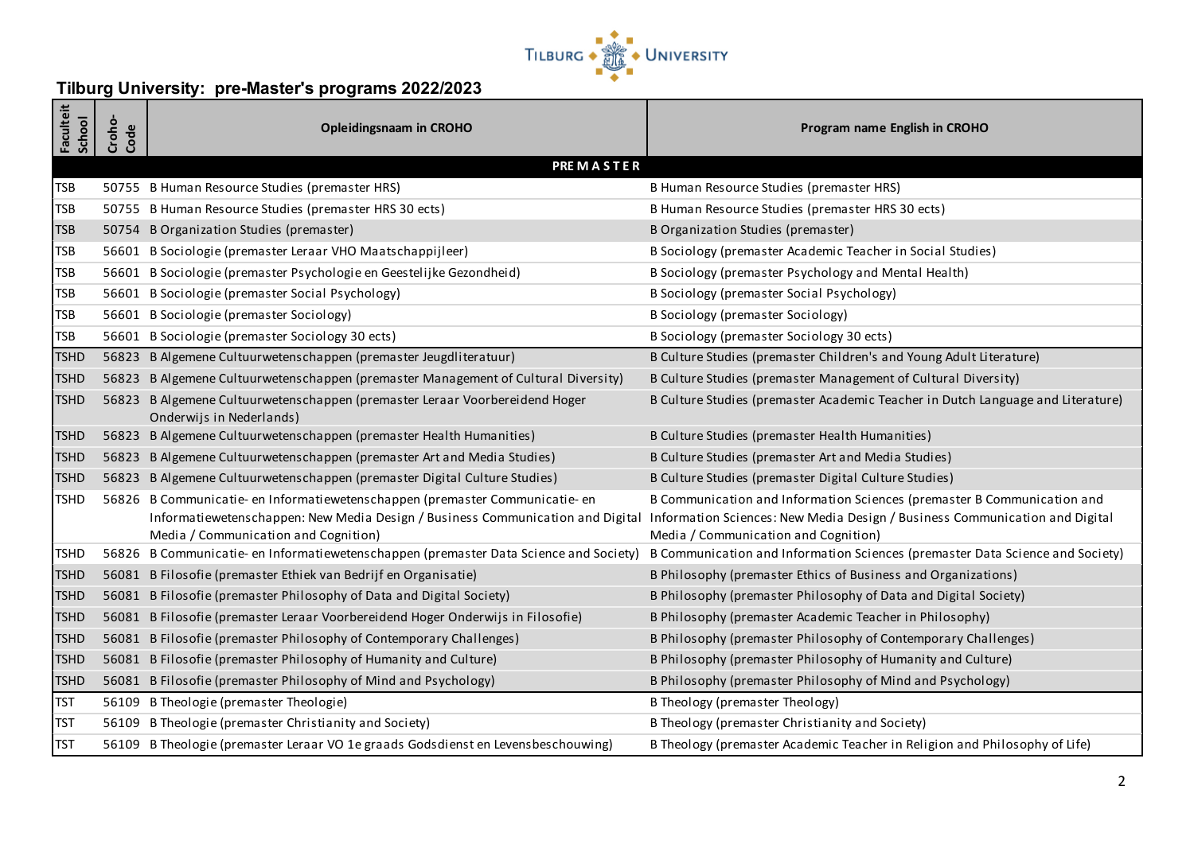TILBURG UNIVERSITY

## Tilburg University: pre-Master's programs 2022/2023

| Faculteit School | Croho-Code | Opleidingsnaam in CROHO | Program name English in CROHO |
|---|---|---|---|
| | | **PREMASTER** | |
| TSB | 50755 | B Human Resource Studies (premaster HRS) | B Human Resource Studies (premaster HRS) |
| TSB | 50755 | B Human Resource Studies (premaster HRS 30 ects) | B Human Resource Studies (premaster HRS 30 ects) |
| TSB | 50754 | B Organization Studies (premaster) | B Organization Studies (premaster) |
| TSB | 56601 | B Sociologie (premaster Leraar VHO Maatschappijleer) | B Sociology (premaster Academic Teacher in Social Studies) |
| TSB | 56601 | B Sociologie (premaster Psychologie en Geestelijke Gezondheid) | B Sociology (premaster Psychology and Mental Health) |
| TSB | 56601 | B Sociologie (premaster Social Psychology) | B Sociology (premaster Social Psychology) |
| TSB | 56601 | B Sociologie (premaster Sociology) | B Sociology (premaster Sociology) |
| TSB | 56601 | B Sociologie (premaster Sociology 30 ects) | B Sociology (premaster Sociology 30 ects) |
| TSHD | 56823 | B Algemene Cultuurwetenschappen (premaster Jeugdliteratuur) | B Culture Studies (premaster Children's and Young Adult Literature) |
| TSHD | 56823 | B Algemene Cultuurwetenschappen (premaster Management of Cultural Diversity) | B Culture Studies (premaster Management of Cultural Diversity) |
| TSHD | 56823 | B Algemene Cultuurwetenschappen (premaster Leraar Voorbereidend Hoger Onderwijs in Nederlands) | B Culture Studies (premaster Academic Teacher in Dutch Language and Literature) |
| TSHD | 56823 | B Algemene Cultuurwetenschappen (premaster Health Humanities) | B Culture Studies (premaster Health Humanities) |
| TSHD | 56823 | B Algemene Cultuurwetenschappen (premaster Art and Media Studies) | B Culture Studies (premaster Art and Media Studies) |
| TSHD | 56823 | B Algemene Cultuurwetenschappen (premaster Digital Culture Studies) | B Culture Studies (premaster Digital Culture Studies) |
| TSHD | 56826 | B Communicatie- en Informatiewetenschappen (premaster Communicatie- en Informatiewetenschappen: New Media Design / Business Communication and Digital Media / Communication and Cognition) | B Communication and Information Sciences (premaster B Communication and Information Sciences: New Media Design / Business Communication and Digital Media / Communication and Cognition) |
| TSHD | 56826 | B Communicatie- en Informatiewetenschappen (premaster Data Science and Society) | B Communication and Information Sciences (premaster Data Science and Society) |
| TSHD | 56081 | B Filosofie (premaster Ethiek van Bedrijf en Organisatie) | B Philosophy (premaster Ethics of Business and Organizations) |
| TSHD | 56081 | B Filosofie (premaster Philosophy of Data and Digital Society) | B Philosophy (premaster Philosophy of Data and Digital Society) |
| TSHD | 56081 | B Filosofie (premaster Leraar Voorbereidend Hoger Onderwijs in Filosofie) | B Philosophy (premaster Academic Teacher in Philosophy) |
| TSHD | 56081 | B Filosofie (premaster Philosophy of Contemporary Challenges) | B Philosophy (premaster Philosophy of Contemporary Challenges) |
| TSHD | 56081 | B Filosofie (premaster Philosophy of Humanity and Culture) | B Philosophy (premaster Philosophy of Humanity and Culture) |
| TSHD | 56081 | B Filosofie (premaster Philosophy of Mind and Psychology) | B Philosophy (premaster Philosophy of Mind and Psychology) |
| TST | 56109 | B Theologie (premaster Theologie) | B Theology (premaster Theology) |
| TST | 56109 | B Theologie (premaster Christianity and Society) | B Theology (premaster Christianity and Society) |
| TST | 56109 | B Theologie (premaster Leraar VO 1e graads Godsdienst en Levensbeschouwing) | B Theology (premaster Academic Teacher in Religion and Philosophy of Life) |